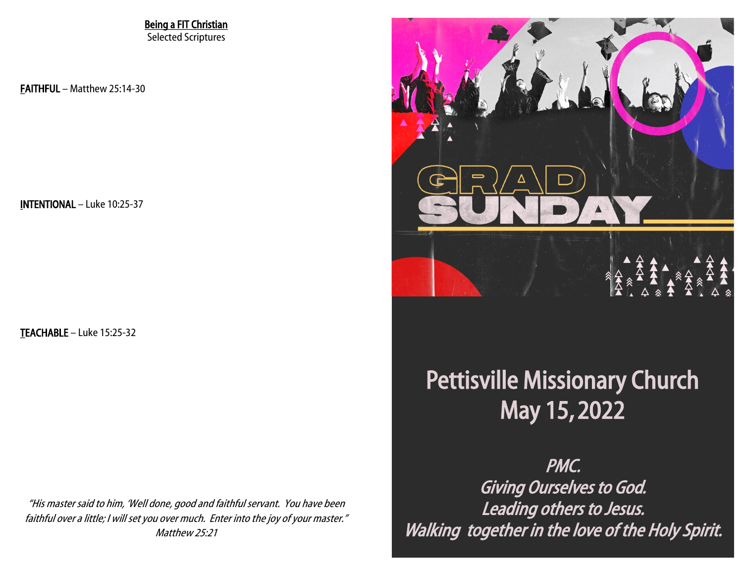## Being a FIT Christian

Selected Scriptures

**FAITHFUL** – Matthew 25:14-30

**INTENTIONAL** – Luke 10:25-37

**TEACHABLE** – Luke 15:25-32

*"His master said to him, 'Well done, good and faithful servant. You have been faithful over a little; I will set you over much. Enter into the joy of your master." Matthew 25:21*

# GRAD SUNDAY

# Pettisville Missionary Church
# May 15, 2022

*PMC.*
*Giving Ourselves to God.*
*Leading others to Jesus.*
*Walking together in the love of the Holy Spirit.*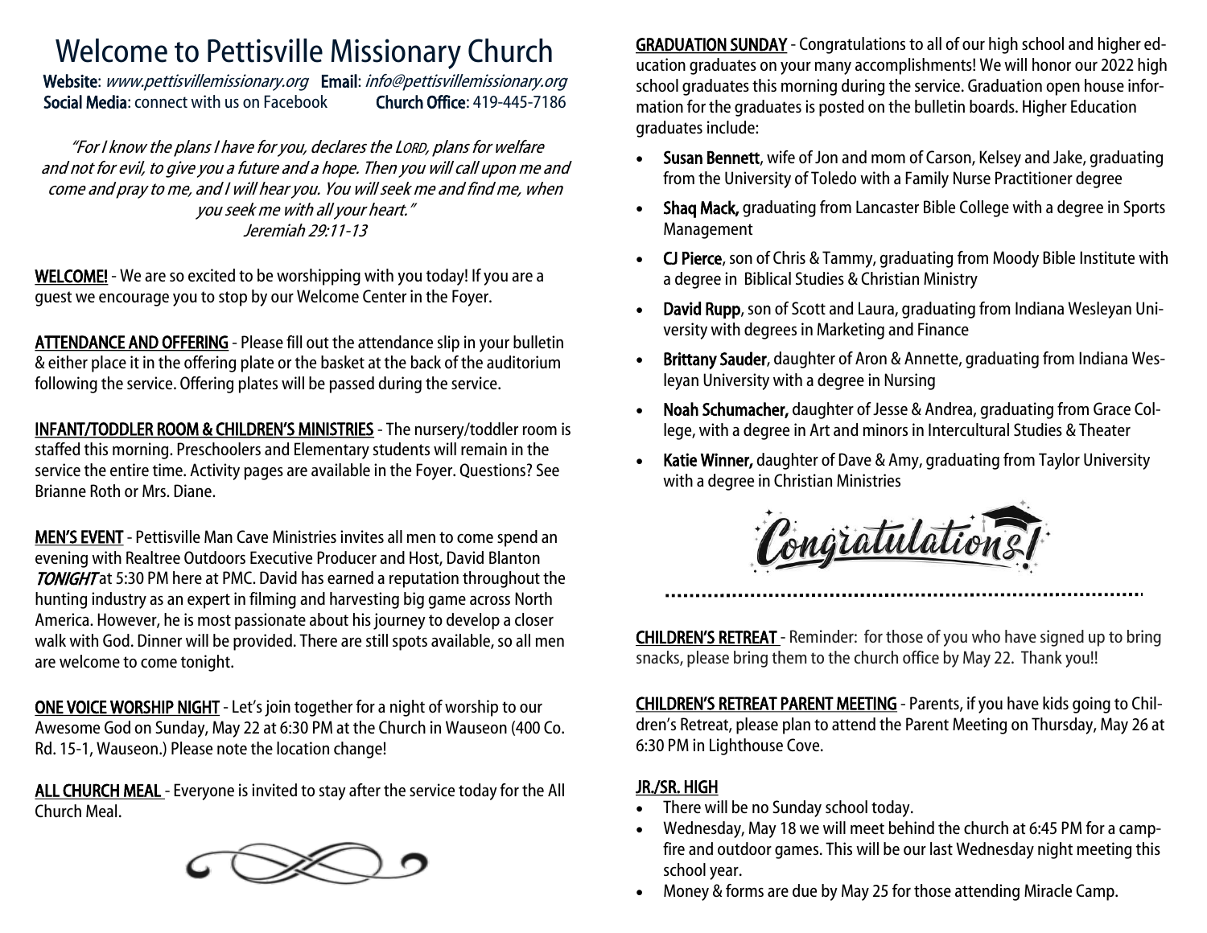# Welcome to Pettisville Missionary Church

**Website**: *www.pettisvillemissionary.org* **Email**: *info@pettisvillemissionary.org*
**Social Media**: connect with us on Facebook **Church Office**: 419-445-7186

*"For I know the plans I have for you, declares the LORD, plans for welfare and not for evil, to give you a future and a hope. Then you will call upon me and come and pray to me, and I will hear you. You will seek me and find me, when you seek me with all your heart."*
*Jeremiah 29:11-13*

**WELCOME!** - We are so excited to be worshipping with you today! If you are a guest we encourage you to stop by our Welcome Center in the Foyer.

**ATTENDANCE AND OFFERING** - Please fill out the attendance slip in your bulletin & either place it in the offering plate or the basket at the back of the auditorium following the service. Offering plates will be passed during the service.

**INFANT/TODDLER ROOM & CHILDREN'S MINISTRIES** - The nursery/toddler room is staffed this morning. Preschoolers and Elementary students will remain in the service the entire time. Activity pages are available in the Foyer. Questions? See Brianne Roth or Mrs. Diane.

**MEN'S EVENT** - Pettisville Man Cave Ministries invites all men to come spend an evening with Realtree Outdoors Executive Producer and Host, David Blanton *TONIGHT* at 5:30 PM here at PMC. David has earned a reputation throughout the hunting industry as an expert in filming and harvesting big game across North America. However, he is most passionate about his journey to develop a closer walk with God. Dinner will be provided. There are still spots available, so all men are welcome to come tonight.

**ONE VOICE WORSHIP NIGHT** - Let's join together for a night of worship to our Awesome God on Sunday, May 22 at 6:30 PM at the Church in Wauseon (400 Co. Rd. 15-1, Wauseon.) Please note the location change!

**ALL CHURCH MEAL** - Everyone is invited to stay after the service today for the All Church Meal.

**GRADUATION SUNDAY** - Congratulations to all of our high school and higher education graduates on your many accomplishments! We will honor our 2022 high school graduates this morning during the service. Graduation open house information for the graduates is posted on the bulletin boards. Higher Education graduates include:

- **Susan Bennett**, wife of Jon and mom of Carson, Kelsey and Jake, graduating from the University of Toledo with a Family Nurse Practitioner degree
- **Shaq Mack,** graduating from Lancaster Bible College with a degree in Sports Management
- **CJ Pierce**, son of Chris & Tammy, graduating from Moody Bible Institute with a degree in Biblical Studies & Christian Ministry
- **David Rupp**, son of Scott and Laura, graduating from Indiana Wesleyan University with degrees in Marketing and Finance
- **Brittany Sauder**, daughter of Aron & Annette, graduating from Indiana Wesleyan University with a degree in Nursing
- **Noah Schumacher,** daughter of Jesse & Andrea, graduating from Grace College, with a degree in Art and minors in Intercultural Studies & Theater
- **Katie Winner,** daughter of Dave & Amy, graduating from Taylor University with a degree in Christian Ministries

Congratulations!

**CHILDREN'S RETREAT** - Reminder: for those of you who have signed up to bring snacks, please bring them to the church office by May 22. Thank you!!

**CHILDREN'S RETREAT PARENT MEETING** - Parents, if you have kids going to Children's Retreat, please plan to attend the Parent Meeting on Thursday, May 26 at 6:30 PM in Lighthouse Cove.

**JR./SR. HIGH**

- There will be no Sunday school today.
- Wednesday, May 18 we will meet behind the church at 6:45 PM for a campfire and outdoor games. This will be our last Wednesday night meeting this school year.
- Money & forms are due by May 25 for those attending Miracle Camp.